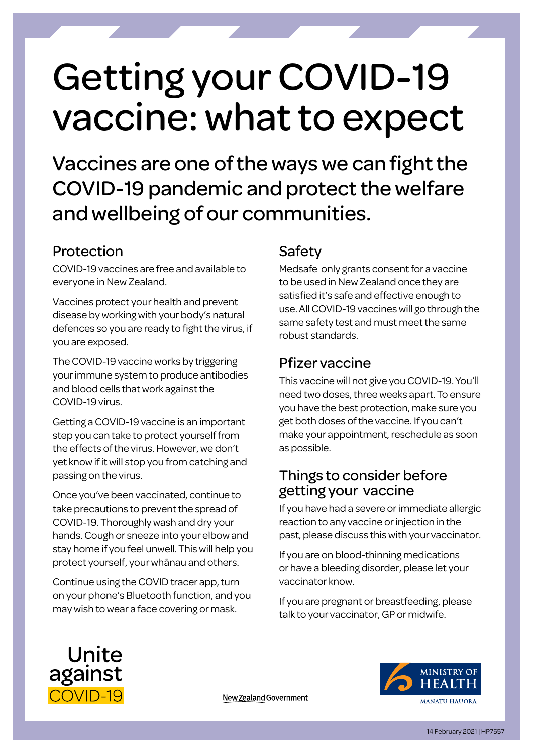# Getting your COVID-19 vaccine: what to expect

## Vaccines are one of the ways we can fight the COVID-19 pandemic and protect the welfare and wellbeing of our communities.

### Protection

COVID-19 vaccines are free and available to everyone in New Zealand.

Vaccines protect your health and prevent disease by working with your body's natural defences so you are ready to fight the virus, if you are exposed.

The COVID-19 vaccine works by triggering your immune system to produce antibodies and blood cells that work against the COVID-19 virus.

Getting a COVID-19 vaccine is an important step you can take to protect yourself from the effects of the virus. However, we don't yet know if it will stop you from catching and passing on the virus.

Once you've been vaccinated, continue to take precautions to prevent the spread of COVID-19. Thoroughly wash and dry your hands. Cough or sneeze into your elbow and stay home if you feel unwell. This will help you protect yourself, your whānau and others.

Continue using the COVID tracer app, turn on your phone's Bluetooth function, and you may wish to wear a face covering or mask.

### Safety

Medsafe only grants consent for a vaccine to be used in New Zealand once they are satisfied it's safe and effective enough to use. All COVID-19 vaccines will go through the same safety test and must meet the same robust standards.

### Pfizer vaccine

This vaccine will not give you COVID-19. You'll need two doses, three weeks apart. To ensure you have the best protection, make sure you get both doses of the vaccine. If you can't make your appointment, reschedule as soon as possible.

### Things to consider before getting your vaccine

If you have had a severe or immediate allergic reaction to any vaccine or injection in the past, please discuss this with your vaccinator.

If you are on blood-thinning medications or have a bleeding disorder, please let your vaccinator know.

If you are pregnant or breastfeeding, please talk to your vaccinator, GP or midwife.

Unite against COVID-19

New Zealand Government

Ministry of Health
Manatū Hauora

14 February 2021 | HP7557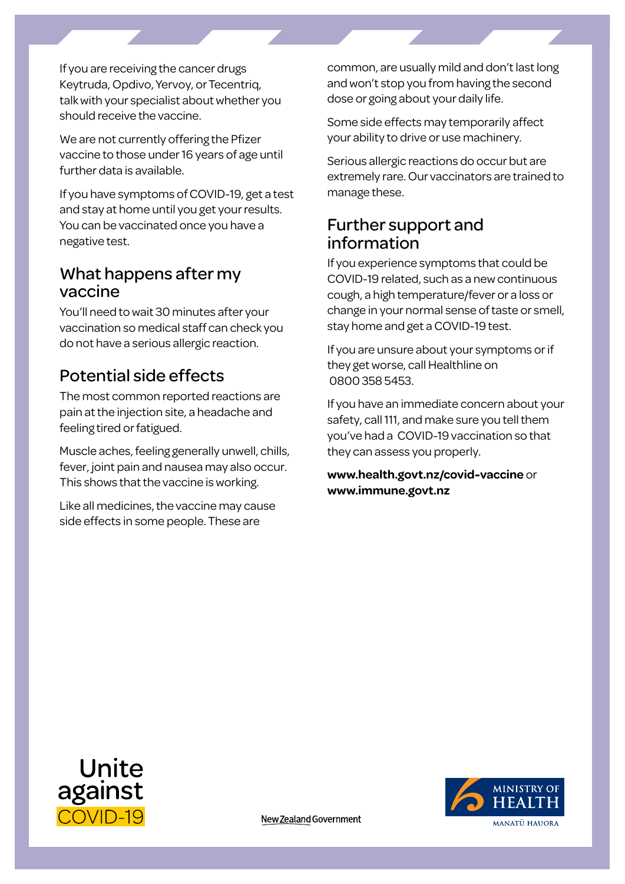If you are receiving the cancer drugs Keytruda, Opdivo, Yervoy, or Tecentriq, talk with your specialist about whether you should receive the vaccine.

We are not currently offering the Pfizer vaccine to those under 16 years of age until further data is available.

If you have symptoms of COVID-19, get a test and stay at home until you get your results. You can be vaccinated once you have a negative test.

## What happens after my vaccine

You'll need to wait 30 minutes after your vaccination so medical staff can check you do not have a serious allergic reaction.

## Potential side effects

The most common reported reactions are pain at the injection site, a headache and feeling tired or fatigued.

Muscle aches, feeling generally unwell, chills, fever, joint pain and nausea may also occur. This shows that the vaccine is working.

Like all medicines, the vaccine may cause side effects in some people. These are common, are usually mild and don't last long and won't stop you from having the second dose or going about your daily life.

Some side effects may temporarily affect your ability to drive or use machinery.

Serious allergic reactions do occur but are extremely rare. Our vaccinators are trained to manage these.

## Further support and information

If you experience symptoms that could be COVID-19 related, such as a new continuous cough, a high temperature/fever or a loss or change in your normal sense of taste or smell, stay home and get a COVID-19 test.

If you are unsure about your symptoms or if they get worse, call Healthline on 0800 358 5453.

If you have an immediate concern about your safety, call 111, and make sure you tell them you've had a COVID-19 vaccination so that they can assess you properly.

**www.health.govt.nz/covid-vaccine** or **www.immune.govt.nz**

Unite against COVID-19

New Zealand Government

Ministry of Health
Manatū Hauora